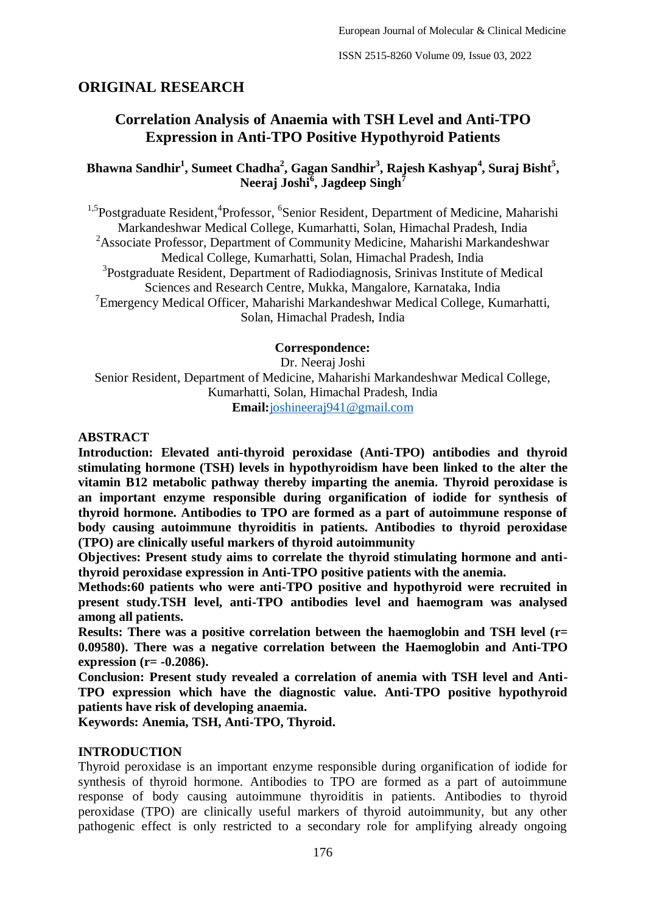## ORIGINAL RESEARCH

# Correlation Analysis of Anaemia with TSH Level and Anti-TPO Expression in Anti-TPO Positive Hypothyroid Patients

**Bhawna Sandhir[1], Sumeet Chadha[2], Gagan Sandhir[3], Rajesh Kashyap[4], Suraj Bisht[5], Neeraj Joshi[6], Jagdeep Singh[7]**

[1,5]Postgraduate Resident, [4]Professor, [6]Senior Resident, Department of Medicine, Maharishi Markandeshwar Medical College, Kumarhatti, Solan, Himachal Pradesh, India
[2]Associate Professor, Department of Community Medicine, Maharishi Markandeshwar Medical College, Kumarhatti, Solan, Himachal Pradesh, India
[3]Postgraduate Resident, Department of Radiodiagnosis, Srinivas Institute of Medical Sciences and Research Centre, Mukka, Mangalore, Karnataka, India
[7]Emergency Medical Officer, Maharishi Markandeshwar Medical College, Kumarhatti, Solan, Himachal Pradesh, India

**Correspondence:**
Dr. Neeraj Joshi
Senior Resident, Department of Medicine, Maharishi Markandeshwar Medical College, Kumarhatti, Solan, Himachal Pradesh, India
**Email:** joshineeraj941@gmail.com

## ABSTRACT

**Introduction: Elevated anti-thyroid peroxidase (Anti-TPO) antibodies and thyroid stimulating hormone (TSH) levels in hypothyroidism have been linked to the alter the vitamin B12 metabolic pathway thereby imparting the anemia. Thyroid peroxidase is an important enzyme responsible during organification of iodide for synthesis of thyroid hormone. Antibodies to TPO are formed as a part of autoimmune response of body causing autoimmune thyroiditis in patients. Antibodies to thyroid peroxidase (TPO) are clinically useful markers of thyroid autoimmunity**

**Objectives: Present study aims to correlate the thyroid stimulating hormone and anti-thyroid peroxidase expression in Anti-TPO positive patients with the anemia.**

**Methods: 60 patients who were anti-TPO positive and hypothyroid were recruited in present study. TSH level, anti-TPO antibodies level and haemogram was analysed among all patients.**

**Results: There was a positive correlation between the haemoglobin and TSH level (r= 0.09580). There was a negative correlation between the Haemoglobin and Anti-TPO expression (r= -0.2086).**

**Conclusion: Present study revealed a correlation of anemia with TSH level and Anti-TPO expression which have the diagnostic value. Anti-TPO positive hypothyroid patients have risk of developing anaemia.**

**Keywords: Anemia, TSH, Anti-TPO, Thyroid.**

## INTRODUCTION

Thyroid peroxidase is an important enzyme responsible during organification of iodide for synthesis of thyroid hormone. Antibodies to TPO are formed as a part of autoimmune response of body causing autoimmune thyroiditis in patients. Antibodies to thyroid peroxidase (TPO) are clinically useful markers of thyroid autoimmunity, but any other pathogenic effect is only restricted to a secondary role for amplifying already ongoing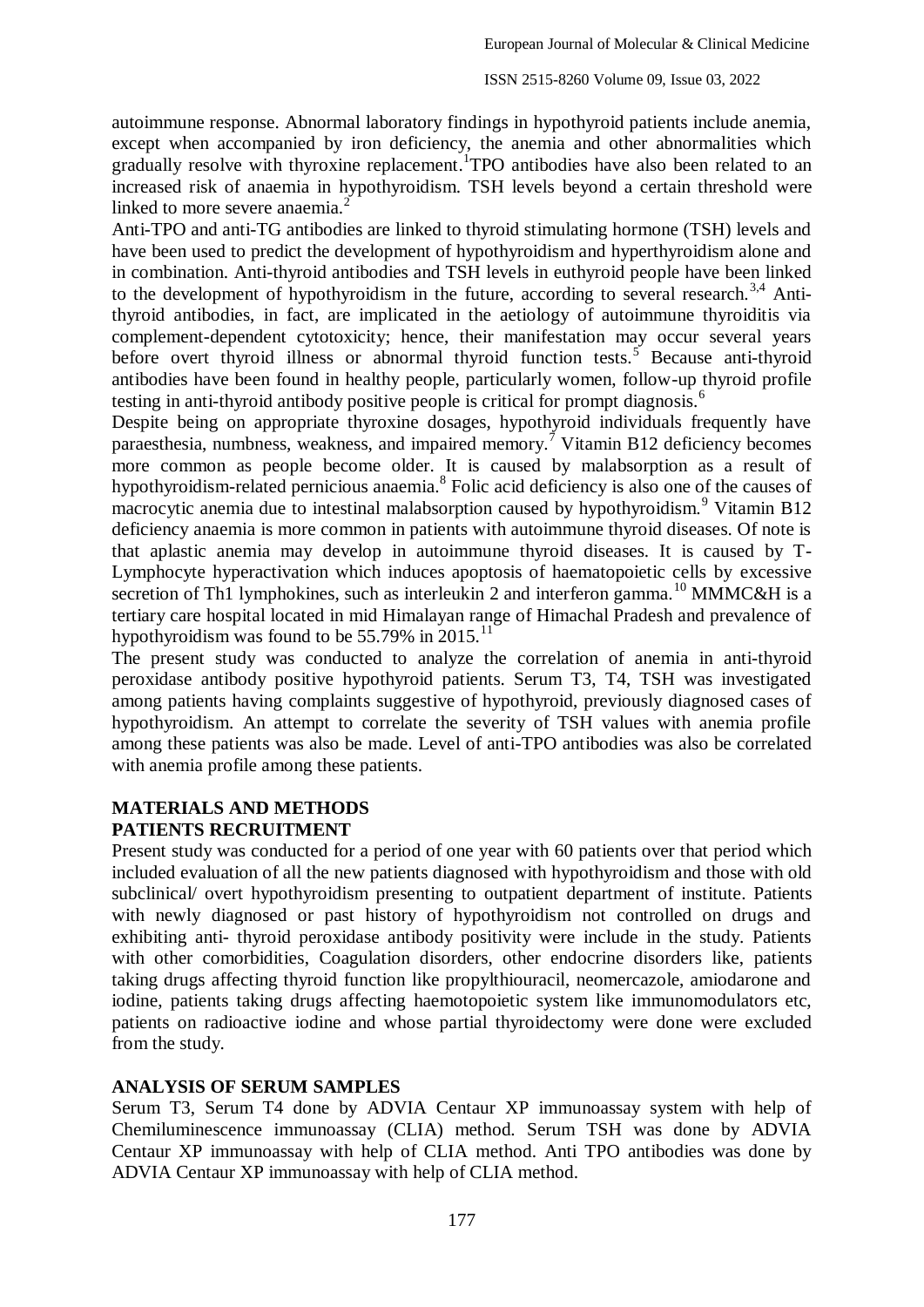autoimmune response. Abnormal laboratory findings in hypothyroid patients include anemia, except when accompanied by iron deficiency, the anemia and other abnormalities which gradually resolve with thyroxine replacement.[1]TPO antibodies have also been related to an increased risk of anaemia in hypothyroidism. TSH levels beyond a certain threshold were linked to more severe anaemia.[2]

Anti-TPO and anti-TG antibodies are linked to thyroid stimulating hormone (TSH) levels and have been used to predict the development of hypothyroidism and hyperthyroidism alone and in combination. Anti-thyroid antibodies and TSH levels in euthyroid people have been linked to the development of hypothyroidism in the future, according to several research.[3,4] Anti-thyroid antibodies, in fact, are implicated in the aetiology of autoimmune thyroiditis via complement-dependent cytotoxicity; hence, their manifestation may occur several years before overt thyroid illness or abnormal thyroid function tests.[5] Because anti-thyroid antibodies have been found in healthy people, particularly women, follow-up thyroid profile testing in anti-thyroid antibody positive people is critical for prompt diagnosis.[6]

Despite being on appropriate thyroxine dosages, hypothyroid individuals frequently have paraesthesia, numbness, weakness, and impaired memory.[7] Vitamin B12 deficiency becomes more common as people become older. It is caused by malabsorption as a result of hypothyroidism-related pernicious anaemia.[8] Folic acid deficiency is also one of the causes of macrocytic anemia due to intestinal malabsorption caused by hypothyroidism.[9] Vitamin B12 deficiency anaemia is more common in patients with autoimmune thyroid diseases. Of note is that aplastic anemia may develop in autoimmune thyroid diseases. It is caused by T-Lymphocyte hyperactivation which induces apoptosis of haematopoietic cells by excessive secretion of Th1 lymphokines, such as interleukin 2 and interferon gamma.[10] MMMC&H is a tertiary care hospital located in mid Himalayan range of Himachal Pradesh and prevalence of hypothyroidism was found to be 55.79% in 2015.[11]

The present study was conducted to analyze the correlation of anemia in anti-thyroid peroxidase antibody positive hypothyroid patients. Serum T3, T4, TSH was investigated among patients having complaints suggestive of hypothyroid, previously diagnosed cases of hypothyroidism. An attempt to correlate the severity of TSH values with anemia profile among these patients was also be made. Level of anti-TPO antibodies was also be correlated with anemia profile among these patients.

## MATERIALS AND METHODS

### PATIENTS RECRUITMENT

Present study was conducted for a period of one year with 60 patients over that period which included evaluation of all the new patients diagnosed with hypothyroidism and those with old subclinical/ overt hypothyroidism presenting to outpatient department of institute. Patients with newly diagnosed or past history of hypothyroidism not controlled on drugs and exhibiting anti- thyroid peroxidase antibody positivity were include in the study. Patients with other comorbidities, Coagulation disorders, other endocrine disorders like, patients taking drugs affecting thyroid function like propylthiouracil, neomercazole, amiodarone and iodine, patients taking drugs affecting haemotopoietic system like immunomodulators etc, patients on radioactive iodine and whose partial thyroidectomy were done were excluded from the study.

### ANALYSIS OF SERUM SAMPLES

Serum T3, Serum T4 done by ADVIA Centaur XP immunoassay system with help of Chemiluminescence immunoassay (CLIA) method. Serum TSH was done by ADVIA Centaur XP immunoassay with help of CLIA method. Anti TPO antibodies was done by ADVIA Centaur XP immunoassay with help of CLIA method.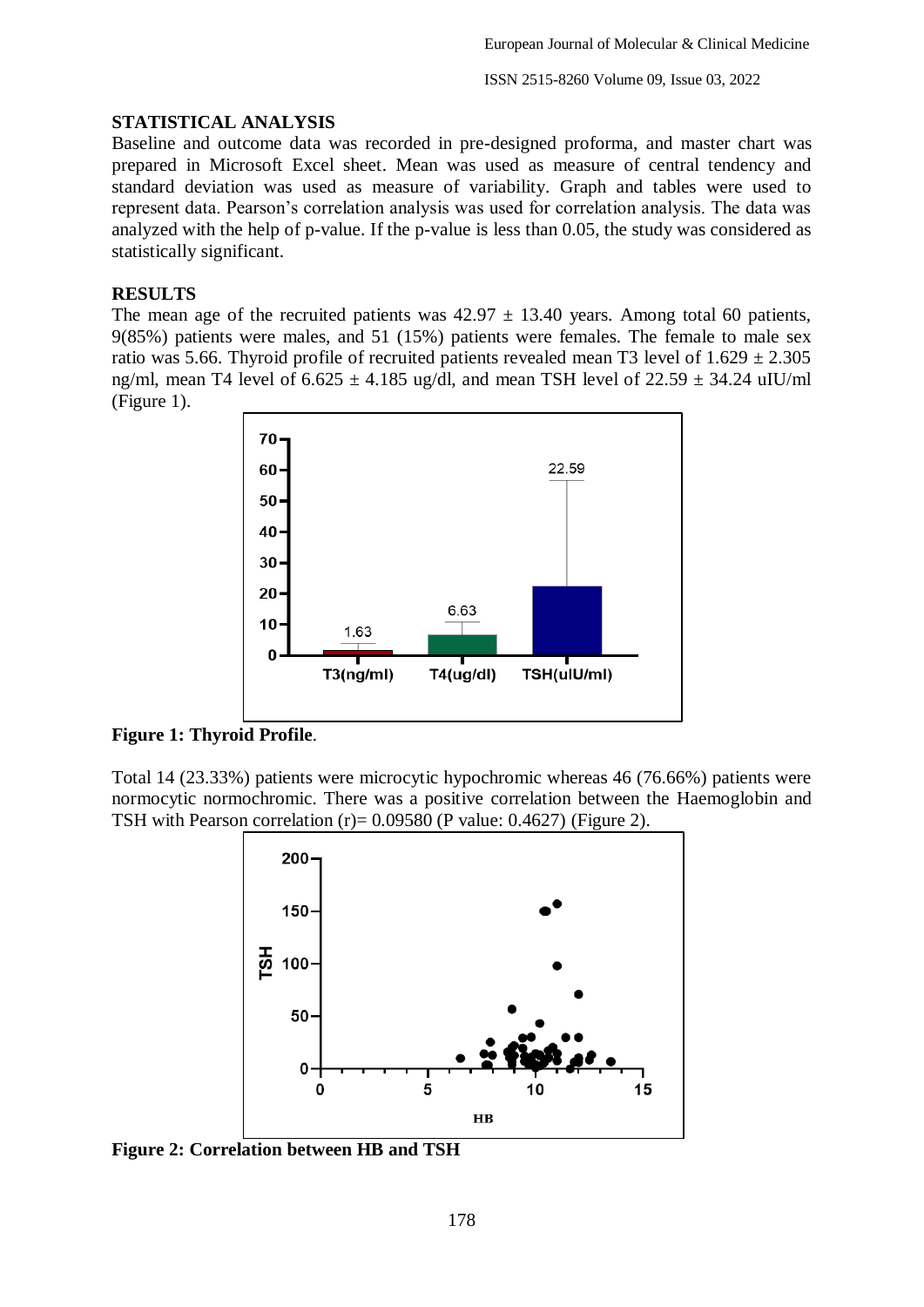## STATISTICAL ANALYSIS

Baseline and outcome data was recorded in pre-designed proforma, and master chart was prepared in Microsoft Excel sheet. Mean was used as measure of central tendency and standard deviation was used as measure of variability. Graph and tables were used to represent data. Pearson's correlation analysis was used for correlation analysis. The data was analyzed with the help of p-value. If the p-value is less than 0.05, the study was considered as statistically significant.

## RESULTS

The mean age of the recruited patients was $42.97 \pm 13.40$ years. Among total 60 patients, 9(85%) patients were males, and 51 (15%) patients were females. The female to male sex ratio was 5.66. Thyroid profile of recruited patients revealed mean T3 level of $1.629 \pm 2.305$ ng/ml, mean T4 level of $6.625 \pm 4.185$ ug/dl, and mean TSH level of $22.59 \pm 34.24$ uIU/ml (Figure 1).

**Figure 1: Thyroid Profile**.

Total 14 (23.33%) patients were microcytic hypochromic whereas 46 (76.66%) patients were normocytic normochromic. There was a positive correlation between the Haemoglobin and TSH with Pearson correlation (r)= 0.09580 (P value: 0.4627) (Figure 2).

**Figure 2: Correlation between HB and TSH**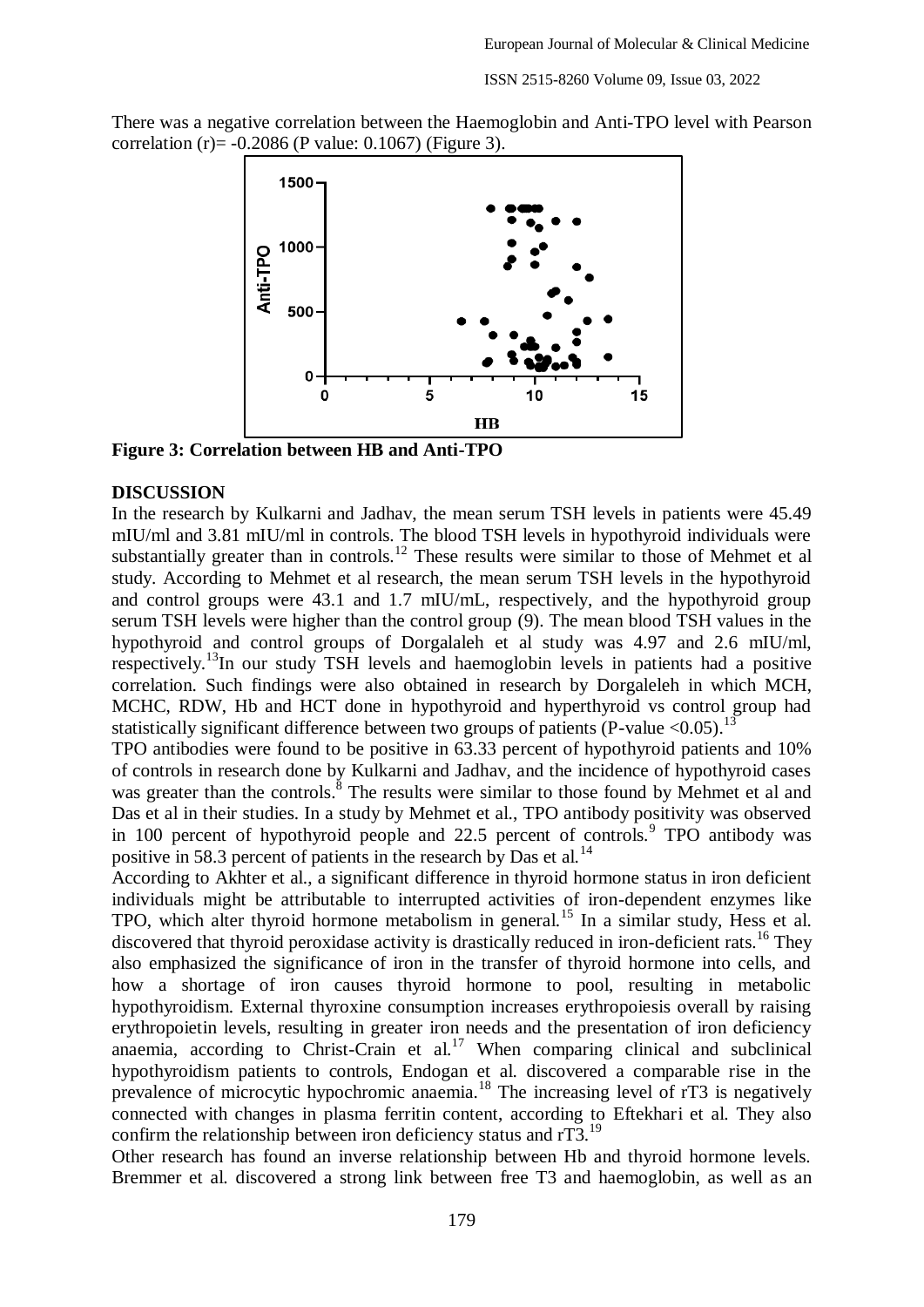There was a negative correlation between the Haemoglobin and Anti-TPO level with Pearson correlation (r)= -0.2086 (P value: 0.1067) (Figure 3).

**Figure 3: Correlation between HB and Anti-TPO**

## DISCUSSION

In the research by Kulkarni and Jadhav, the mean serum TSH levels in patients were 45.49 mIU/ml and 3.81 mIU/ml in controls. The blood TSH levels in hypothyroid individuals were substantially greater than in controls.[12] These results were similar to those of Mehmet et al study. According to Mehmet et al research, the mean serum TSH levels in the hypothyroid and control groups were 43.1 and 1.7 mIU/mL, respectively, and the hypothyroid group serum TSH levels were higher than the control group (9). The mean blood TSH values in the hypothyroid and control groups of Dorgalaleh et al study was 4.97 and 2.6 mIU/ml, respectively.[13]In our study TSH levels and haemoglobin levels in patients had a positive correlation. Such findings were also obtained in research by Dorgaleleh in which MCH, MCHC, RDW, Hb and HCT done in hypothyroid and hyperthyroid vs control group had statistically significant difference between two groups of patients (P-value <0.05).[13]

TPO antibodies were found to be positive in 63.33 percent of hypothyroid patients and 10% of controls in research done by Kulkarni and Jadhav, and the incidence of hypothyroid cases was greater than the controls.[8] The results were similar to those found by Mehmet et al and Das et al in their studies. In a study by Mehmet et al., TPO antibody positivity was observed in 100 percent of hypothyroid people and 22.5 percent of controls.[9] TPO antibody was positive in 58.3 percent of patients in the research by Das et al.[14]

According to Akhter et al., a significant difference in thyroid hormone status in iron deficient individuals might be attributable to interrupted activities of iron-dependent enzymes like TPO, which alter thyroid hormone metabolism in general.[15] In a similar study, Hess et al. discovered that thyroid peroxidase activity is drastically reduced in iron-deficient rats.[16] They also emphasized the significance of iron in the transfer of thyroid hormone into cells, and how a shortage of iron causes thyroid hormone to pool, resulting in metabolic hypothyroidism. External thyroxine consumption increases erythropoiesis overall by raising erythropoietin levels, resulting in greater iron needs and the presentation of iron deficiency anaemia, according to Christ-Crain et al.[17] When comparing clinical and subclinical hypothyroidism patients to controls, Endogan et al. discovered a comparable rise in the prevalence of microcytic hypochromic anaemia.[18] The increasing level of rT3 is negatively connected with changes in plasma ferritin content, according to Eftekhari et al. They also confirm the relationship between iron deficiency status and rT3.[19]

Other research has found an inverse relationship between Hb and thyroid hormone levels. Bremmer et al. discovered a strong link between free T3 and haemoglobin, as well as an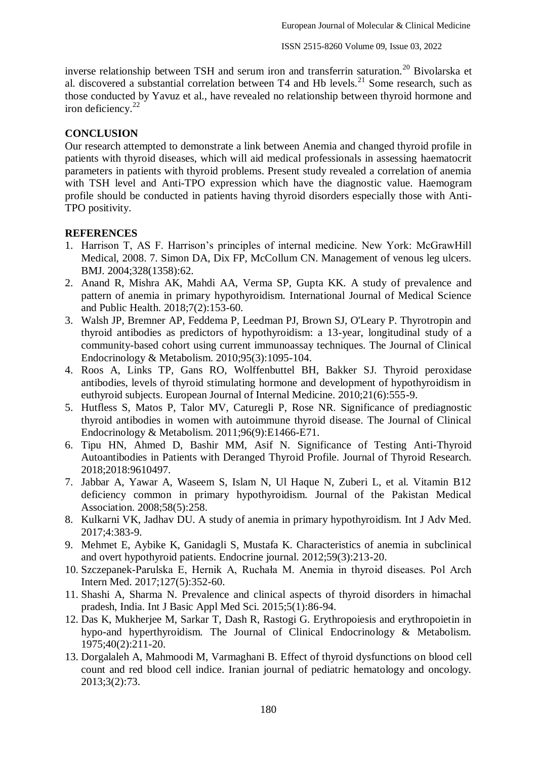inverse relationship between TSH and serum iron and transferrin saturation.[20] Bivolarska et al. discovered a substantial correlation between T4 and Hb levels.[21] Some research, such as those conducted by Yavuz et al., have revealed no relationship between thyroid hormone and iron deficiency.[22]

## CONCLUSION

Our research attempted to demonstrate a link between Anemia and changed thyroid profile in patients with thyroid diseases, which will aid medical professionals in assessing haematocrit parameters in patients with thyroid problems. Present study revealed a correlation of anemia with TSH level and Anti-TPO expression which have the diagnostic value. Haemogram profile should be conducted in patients having thyroid disorders especially those with Anti-TPO positivity.

## REFERENCES

1. Harrison T, AS F. Harrison's principles of internal medicine. New York: McGrawHill Medical, 2008. 7. Simon DA, Dix FP, McCollum CN. Management of venous leg ulcers. BMJ. 2004;328(1358):62.
2. Anand R, Mishra AK, Mahdi AA, Verma SP, Gupta KK. A study of prevalence and pattern of anemia in primary hypothyroidism. International Journal of Medical Science and Public Health. 2018;7(2):153-60.
3. Walsh JP, Bremner AP, Feddema P, Leedman PJ, Brown SJ, O'Leary P. Thyrotropin and thyroid antibodies as predictors of hypothyroidism: a 13-year, longitudinal study of a community-based cohort using current immunoassay techniques. The Journal of Clinical Endocrinology & Metabolism. 2010;95(3):1095-104.
4. Roos A, Links TP, Gans RO, Wolffenbuttel BH, Bakker SJ. Thyroid peroxidase antibodies, levels of thyroid stimulating hormone and development of hypothyroidism in euthyroid subjects. European Journal of Internal Medicine. 2010;21(6):555-9.
5. Hutfless S, Matos P, Talor MV, Caturegli P, Rose NR. Significance of prediagnostic thyroid antibodies in women with autoimmune thyroid disease. The Journal of Clinical Endocrinology & Metabolism. 2011;96(9):E1466-E71.
6. Tipu HN, Ahmed D, Bashir MM, Asif N. Significance of Testing Anti-Thyroid Autoantibodies in Patients with Deranged Thyroid Profile. Journal of Thyroid Research. 2018;2018:9610497.
7. Jabbar A, Yawar A, Waseem S, Islam N, Ul Haque N, Zuberi L, et al. Vitamin B12 deficiency common in primary hypothyroidism. Journal of the Pakistan Medical Association. 2008;58(5):258.
8. Kulkarni VK, Jadhav DU. A study of anemia in primary hypothyroidism. Int J Adv Med. 2017;4:383-9.
9. Mehmet E, Aybike K, Ganidagli S, Mustafa K. Characteristics of anemia in subclinical and overt hypothyroid patients. Endocrine journal. 2012;59(3):213-20.
10. Szczepanek-Parulska E, Hernik A, Ruchała M. Anemia in thyroid diseases. Pol Arch Intern Med. 2017;127(5):352-60.
11. Shashi A, Sharma N. Prevalence and clinical aspects of thyroid disorders in himachal pradesh, India. Int J Basic Appl Med Sci. 2015;5(1):86-94.
12. Das K, Mukherjee M, Sarkar T, Dash R, Rastogi G. Erythropoiesis and erythropoietin in hypo-and hyperthyroidism. The Journal of Clinical Endocrinology & Metabolism. 1975;40(2):211-20.
13. Dorgalaleh A, Mahmoodi M, Varmaghani B. Effect of thyroid dysfunctions on blood cell count and red blood cell indice. Iranian journal of pediatric hematology and oncology. 2013;3(2):73.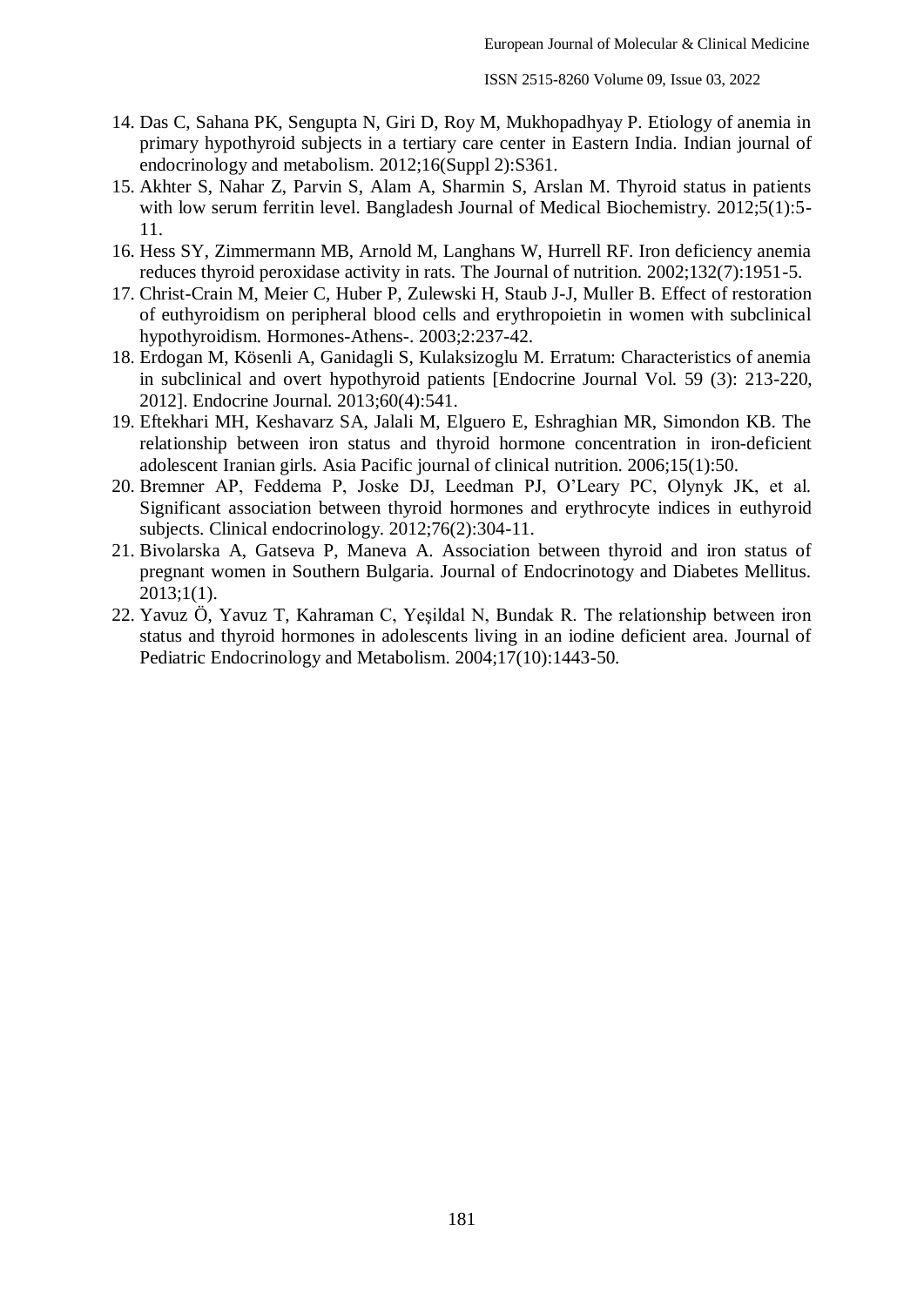14. Das C, Sahana PK, Sengupta N, Giri D, Roy M, Mukhopadhyay P. Etiology of anemia in primary hypothyroid subjects in a tertiary care center in Eastern India. Indian journal of endocrinology and metabolism. 2012;16(Suppl 2):S361.
15. Akhter S, Nahar Z, Parvin S, Alam A, Sharmin S, Arslan M. Thyroid status in patients with low serum ferritin level. Bangladesh Journal of Medical Biochemistry. 2012;5(1):5-11.
16. Hess SY, Zimmermann MB, Arnold M, Langhans W, Hurrell RF. Iron deficiency anemia reduces thyroid peroxidase activity in rats. The Journal of nutrition. 2002;132(7):1951-5.
17. Christ-Crain M, Meier C, Huber P, Zulewski H, Staub J-J, Muller B. Effect of restoration of euthyroidism on peripheral blood cells and erythropoietin in women with subclinical hypothyroidism. Hormones-Athens-. 2003;2:237-42.
18. Erdogan M, Kösenli A, Ganidagli S, Kulaksizoglu M. Erratum: Characteristics of anemia in subclinical and overt hypothyroid patients [Endocrine Journal Vol. 59 (3): 213-220, 2012]. Endocrine Journal. 2013;60(4):541.
19. Eftekhari MH, Keshavarz SA, Jalali M, Elguero E, Eshraghian MR, Simondon KB. The relationship between iron status and thyroid hormone concentration in iron-deficient adolescent Iranian girls. Asia Pacific journal of clinical nutrition. 2006;15(1):50.
20. Bremner AP, Feddema P, Joske DJ, Leedman PJ, O'Leary PC, Olynyk JK, et al. Significant association between thyroid hormones and erythrocyte indices in euthyroid subjects. Clinical endocrinology. 2012;76(2):304-11.
21. Bivolarska A, Gatseva P, Maneva A. Association between thyroid and iron status of pregnant women in Southern Bulgaria. Journal of Endocrinotogy and Diabetes Mellitus. 2013;1(1).
22. Yavuz Ö, Yavuz T, Kahraman C, Yeşildal N, Bundak R. The relationship between iron status and thyroid hormones in adolescents living in an iodine deficient area. Journal of Pediatric Endocrinology and Metabolism. 2004;17(10):1443-50.